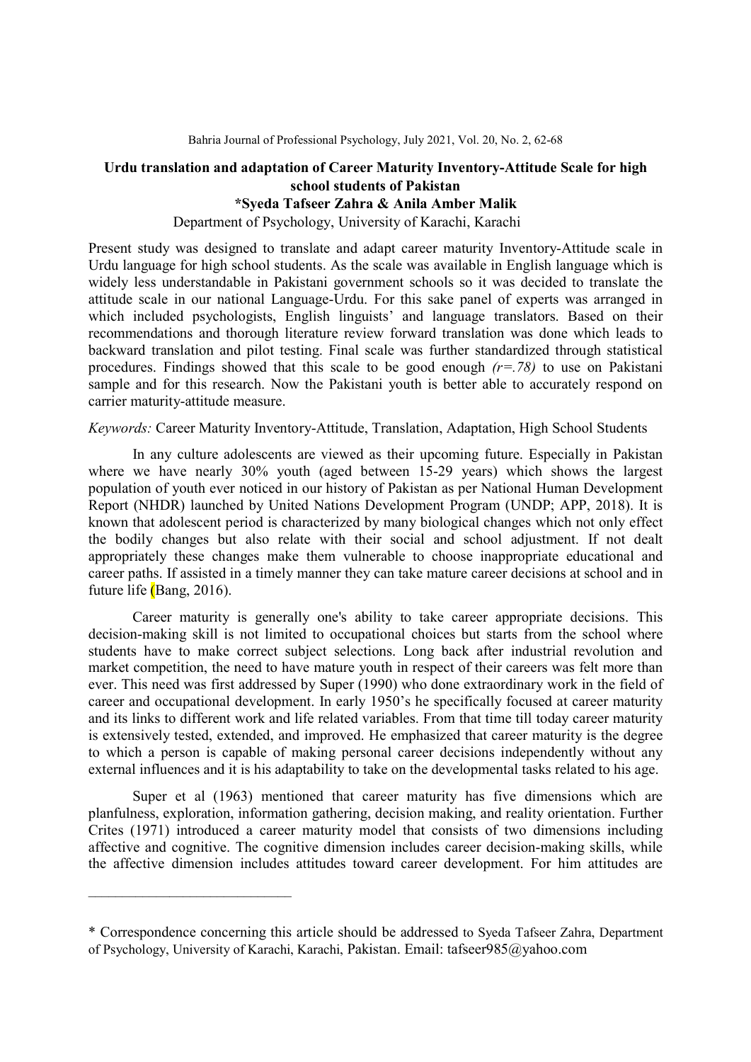# Urdu translation and adaptation of Career Maturity Inventory-Attitude Scale for high school students of Pakistan

**\*Syeda Tafseer Zahra & Anila Amber Malik**

Department of Psychology, University of Karachi, Karachi

Present study was designed to translate and adapt career maturity Inventory-Attitude scale in Urdu language for high school students. As the scale was available in English language which is widely less understandable in Pakistani government schools so it was decided to translate the attitude scale in our national Language-Urdu. For this sake panel of experts was arranged in which included psychologists, English linguists' and language translators. Based on their recommendations and thorough literature review forward translation was done which leads to backward translation and pilot testing. Final scale was further standardized through statistical procedures. Findings showed that this scale to be good enough *(r=.78)* to use on Pakistani sample and for this research. Now the Pakistani youth is better able to accurately respond on carrier maturity-attitude measure.

*Keywords:* Career Maturity Inventory-Attitude, Translation, Adaptation, High School Students

In any culture adolescents are viewed as their upcoming future. Especially in Pakistan where we have nearly 30% youth (aged between 15-29 years) which shows the largest population of youth ever noticed in our history of Pakistan as per National Human Development Report (NHDR) launched by United Nations Development Program (UNDP; APP, 2018). It is known that adolescent period is characterized by many biological changes which not only effect the bodily changes but also relate with their social and school adjustment. If not dealt appropriately these changes make them vulnerable to choose inappropriate educational and career paths. If assisted in a timely manner they can take mature career decisions at school and in future life (Bang, 2016).

Career maturity is generally one's ability to take career appropriate decisions. This decision-making skill is not limited to occupational choices but starts from the school where students have to make correct subject selections. Long back after industrial revolution and market competition, the need to have mature youth in respect of their careers was felt more than ever. This need was first addressed by Super (1990) who done extraordinary work in the field of career and occupational development. In early 1950's he specifically focused at career maturity and its links to different work and life related variables. From that time till today career maturity is extensively tested, extended, and improved. He emphasized that career maturity is the degree to which a person is capable of making personal career decisions independently without any external influences and it is his adaptability to take on the developmental tasks related to his age.

Super et al (1963) mentioned that career maturity has five dimensions which are planfulness, exploration, information gathering, decision making, and reality orientation. Further Crites (1971) introduced a career maturity model that consists of two dimensions including affective and cognitive. The cognitive dimension includes career decision-making skills, while the affective dimension includes attitudes toward career development. For him attitudes are

---

\* Correspondence concerning this article should be addressed to Syeda Tafseer Zahra, Department of Psychology, University of Karachi, Karachi, Pakistan. Email: tafseer985@yahoo.com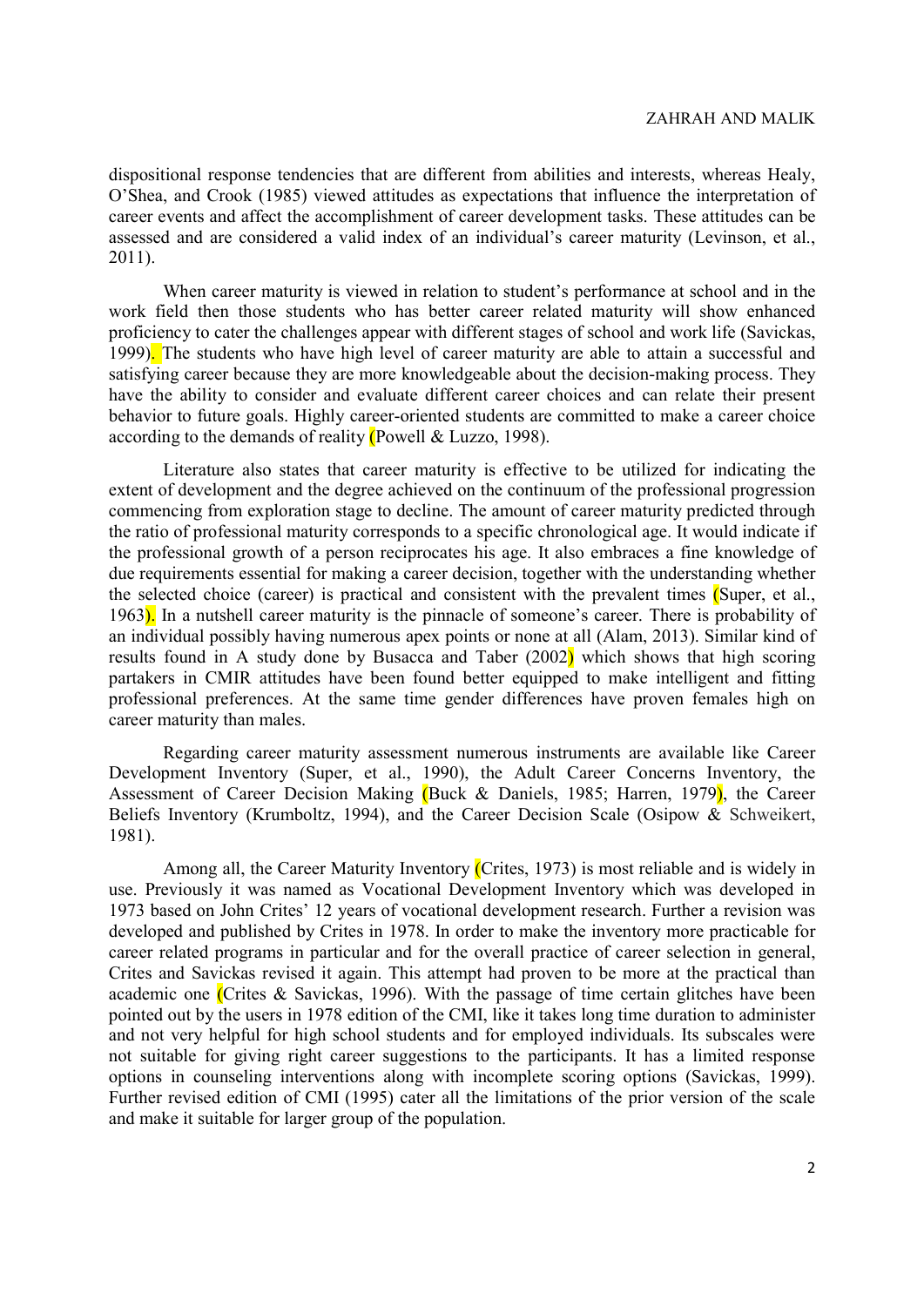dispositional response tendencies that are different from abilities and interests, whereas Healy, O'Shea, and Crook (1985) viewed attitudes as expectations that influence the interpretation of career events and affect the accomplishment of career development tasks. These attitudes can be assessed and are considered a valid index of an individual's career maturity (Levinson, et al., 2011).

When career maturity is viewed in relation to student's performance at school and in the work field then those students who has better career related maturity will show enhanced proficiency to cater the challenges appear with different stages of school and work life (Savickas, 1999). The students who have high level of career maturity are able to attain a successful and satisfying career because they are more knowledgeable about the decision-making process. They have the ability to consider and evaluate different career choices and can relate their present behavior to future goals. Highly career-oriented students are committed to make a career choice according to the demands of reality (Powell & Luzzo, 1998).

Literature also states that career maturity is effective to be utilized for indicating the extent of development and the degree achieved on the continuum of the professional progression commencing from exploration stage to decline. The amount of career maturity predicted through the ratio of professional maturity corresponds to a specific chronological age. It would indicate if the professional growth of a person reciprocates his age. It also embraces a fine knowledge of due requirements essential for making a career decision, together with the understanding whether the selected choice (career) is practical and consistent with the prevalent times (Super, et al., 1963). In a nutshell career maturity is the pinnacle of someone's career. There is probability of an individual possibly having numerous apex points or none at all (Alam, 2013). Similar kind of results found in A study done by Busacca and Taber (2002) which shows that high scoring partakers in CMIR attitudes have been found better equipped to make intelligent and fitting professional preferences. At the same time gender differences have proven females high on career maturity than males.

Regarding career maturity assessment numerous instruments are available like Career Development Inventory (Super, et al., 1990), the Adult Career Concerns Inventory, the Assessment of Career Decision Making (Buck & Daniels, 1985; Harren, 1979), the Career Beliefs Inventory (Krumboltz, 1994), and the Career Decision Scale (Osipow & Schweikert, 1981).

Among all, the Career Maturity Inventory (Crites, 1973) is most reliable and is widely in use. Previously it was named as Vocational Development Inventory which was developed in 1973 based on John Crites' 12 years of vocational development research. Further a revision was developed and published by Crites in 1978. In order to make the inventory more practicable for career related programs in particular and for the overall practice of career selection in general, Crites and Savickas revised it again. This attempt had proven to be more at the practical than academic one (Crites & Savickas, 1996). With the passage of time certain glitches have been pointed out by the users in 1978 edition of the CMI, like it takes long time duration to administer and not very helpful for high school students and for employed individuals. Its subscales were not suitable for giving right career suggestions to the participants. It has a limited response options in counseling interventions along with incomplete scoring options (Savickas, 1999). Further revised edition of CMI (1995) cater all the limitations of the prior version of the scale and make it suitable for larger group of the population.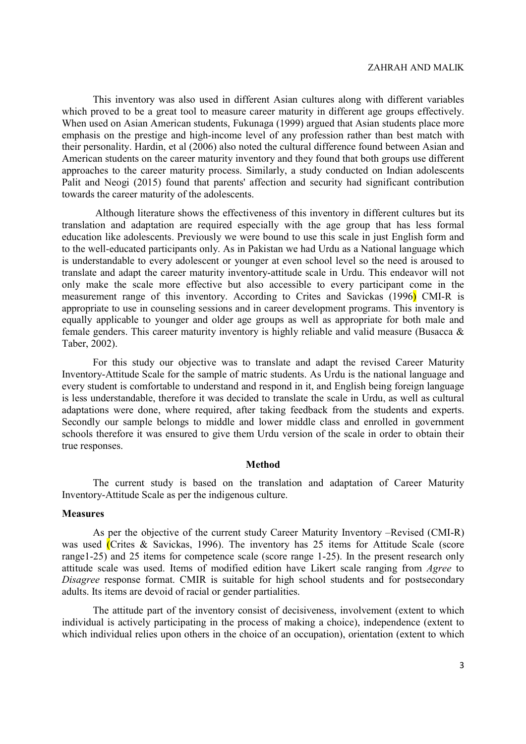This inventory was also used in different Asian cultures along with different variables which proved to be a great tool to measure career maturity in different age groups effectively. When used on Asian American students, Fukunaga (1999) argued that Asian students place more emphasis on the prestige and high-income level of any profession rather than best match with their personality. Hardin, et al (2006) also noted the cultural difference found between Asian and American students on the career maturity inventory and they found that both groups use different approaches to the career maturity process. Similarly, a study conducted on Indian adolescents Palit and Neogi (2015) found that parents' affection and security had significant contribution towards the career maturity of the adolescents.

Although literature shows the effectiveness of this inventory in different cultures but its translation and adaptation are required especially with the age group that has less formal education like adolescents. Previously we were bound to use this scale in just English form and to the well-educated participants only. As in Pakistan we had Urdu as a National language which is understandable to every adolescent or younger at even school level so the need is aroused to translate and adapt the career maturity inventory-attitude scale in Urdu. This endeavor will not only make the scale more effective but also accessible to every participant come in the measurement range of this inventory. According to Crites and Savickas (1996) CMI-R is appropriate to use in counseling sessions and in career development programs. This inventory is equally applicable to younger and older age groups as well as appropriate for both male and female genders. This career maturity inventory is highly reliable and valid measure (Busacca & Taber, 2002).

For this study our objective was to translate and adapt the revised Career Maturity Inventory-Attitude Scale for the sample of matric students. As Urdu is the national language and every student is comfortable to understand and respond in it, and English being foreign language is less understandable, therefore it was decided to translate the scale in Urdu, as well as cultural adaptations were done, where required, after taking feedback from the students and experts. Secondly our sample belongs to middle and lower middle class and enrolled in government schools therefore it was ensured to give them Urdu version of the scale in order to obtain their true responses.

## Method

The current study is based on the translation and adaptation of Career Maturity Inventory-Attitude Scale as per the indigenous culture.

### Measures

As per the objective of the current study Career Maturity Inventory –Revised (CMI-R) was used (Crites & Savickas, 1996). The inventory has 25 items for Attitude Scale (score range1-25) and 25 items for competence scale (score range 1-25). In the present research only attitude scale was used. Items of modified edition have Likert scale ranging from *Agree* to *Disagree* response format. CMIR is suitable for high school students and for postsecondary adults. Its items are devoid of racial or gender partialities.

The attitude part of the inventory consist of decisiveness, involvement (extent to which individual is actively participating in the process of making a choice), independence (extent to which individual relies upon others in the choice of an occupation), orientation (extent to which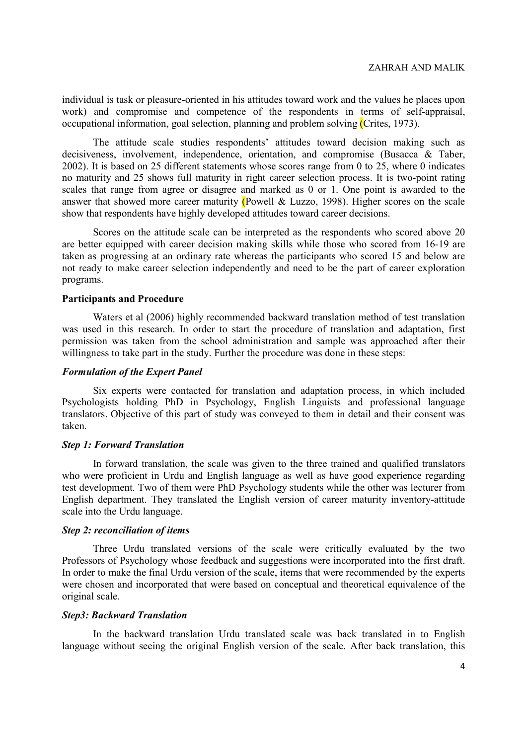individual is task or pleasure-oriented in his attitudes toward work and the values he places upon work) and compromise and competence of the respondents in terms of self-appraisal, occupational information, goal selection, planning and problem solving (Crites, 1973).

The attitude scale studies respondents' attitudes toward decision making such as decisiveness, involvement, independence, orientation, and compromise (Busacca & Taber, 2002). It is based on 25 different statements whose scores range from 0 to 25, where 0 indicates no maturity and 25 shows full maturity in right career selection process. It is two-point rating scales that range from agree or disagree and marked as 0 or 1. One point is awarded to the answer that showed more career maturity (Powell & Luzzo, 1998). Higher scores on the scale show that respondents have highly developed attitudes toward career decisions.

Scores on the attitude scale can be interpreted as the respondents who scored above 20 are better equipped with career decision making skills while those who scored from 16-19 are taken as progressing at an ordinary rate whereas the participants who scored 15 and below are not ready to make career selection independently and need to be the part of career exploration programs.

**Participants and Procedure**

Waters et al (2006) highly recommended backward translation method of test translation was used in this research. In order to start the procedure of translation and adaptation, first permission was taken from the school administration and sample was approached after their willingness to take part in the study. Further the procedure was done in these steps:

***Formulation of the Expert Panel***

Six experts were contacted for translation and adaptation process, in which included Psychologists holding PhD in Psychology, English Linguists and professional language translators. Objective of this part of study was conveyed to them in detail and their consent was taken.

***Step 1: Forward Translation***

In forward translation, the scale was given to the three trained and qualified translators who were proficient in Urdu and English language as well as have good experience regarding test development. Two of them were PhD Psychology students while the other was lecturer from English department. They translated the English version of career maturity inventory-attitude scale into the Urdu language.

***Step 2: reconciliation of items***

Three Urdu translated versions of the scale were critically evaluated by the two Professors of Psychology whose feedback and suggestions were incorporated into the first draft. In order to make the final Urdu version of the scale, items that were recommended by the experts were chosen and incorporated that were based on conceptual and theoretical equivalence of the original scale.

***Step3: Backward Translation***

In the backward translation Urdu translated scale was back translated in to English language without seeing the original English version of the scale. After back translation, this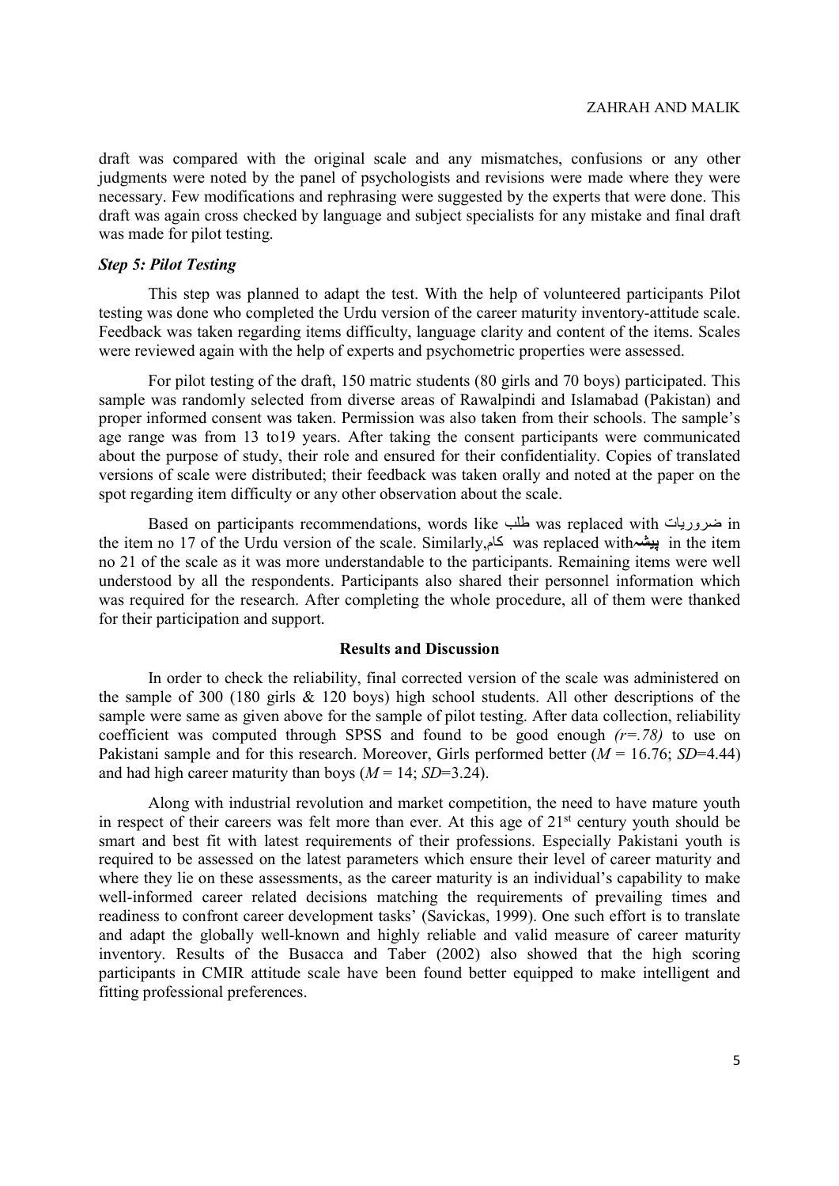draft was compared with the original scale and any mismatches, confusions or any other judgments were noted by the panel of psychologists and revisions were made where they were necessary. Few modifications and rephrasing were suggested by the experts that were done. This draft was again cross checked by language and subject specialists for any mistake and final draft was made for pilot testing.

### *Step 5: Pilot Testing*

This step was planned to adapt the test. With the help of volunteered participants Pilot testing was done who completed the Urdu version of the career maturity inventory-attitude scale. Feedback was taken regarding items difficulty, language clarity and content of the items. Scales were reviewed again with the help of experts and psychometric properties were assessed.

For pilot testing of the draft, 150 matric students (80 girls and 70 boys) participated. This sample was randomly selected from diverse areas of Rawalpindi and Islamabad (Pakistan) and proper informed consent was taken. Permission was also taken from their schools. The sample's age range was from 13 to19 years. After taking the consent participants were communicated about the purpose of study, their role and ensured for their confidentiality. Copies of translated versions of scale were distributed; their feedback was taken orally and noted at the paper on the spot regarding item difficulty or any other observation about the scale.

Based on participants recommendations, words like طلب was replaced with ضروریات in the item no 17 of the Urdu version of the scale. Similarly,کام was replaced with**پیشہ** in the item no 21 of the scale as it was more understandable to the participants. Remaining items were well understood by all the respondents. Participants also shared their personnel information which was required for the research. After completing the whole procedure, all of them were thanked for their participation and support.

## **Results and Discussion**

In order to check the reliability, final corrected version of the scale was administered on the sample of 300 (180 girls & 120 boys) high school students. All other descriptions of the sample were same as given above for the sample of pilot testing. After data collection, reliability coefficient was computed through SPSS and found to be good enough *(r=.78)* to use on Pakistani sample and for this research. Moreover, Girls performed better ($M$ = 16.76; $SD$=4.44) and had high career maturity than boys ($M$ = 14; $SD$=3.24).

Along with industrial revolution and market competition, the need to have mature youth in respect of their careers was felt more than ever. At this age of 21st century youth should be smart and best fit with latest requirements of their professions. Especially Pakistani youth is required to be assessed on the latest parameters which ensure their level of career maturity and where they lie on these assessments, as the career maturity is an individual's capability to make well-informed career related decisions matching the requirements of prevailing times and readiness to confront career development tasks' (Savickas, 1999). One such effort is to translate and adapt the globally well-known and highly reliable and valid measure of career maturity inventory. Results of the Busacca and Taber (2002) also showed that the high scoring participants in CMIR attitude scale have been found better equipped to make intelligent and fitting professional preferences.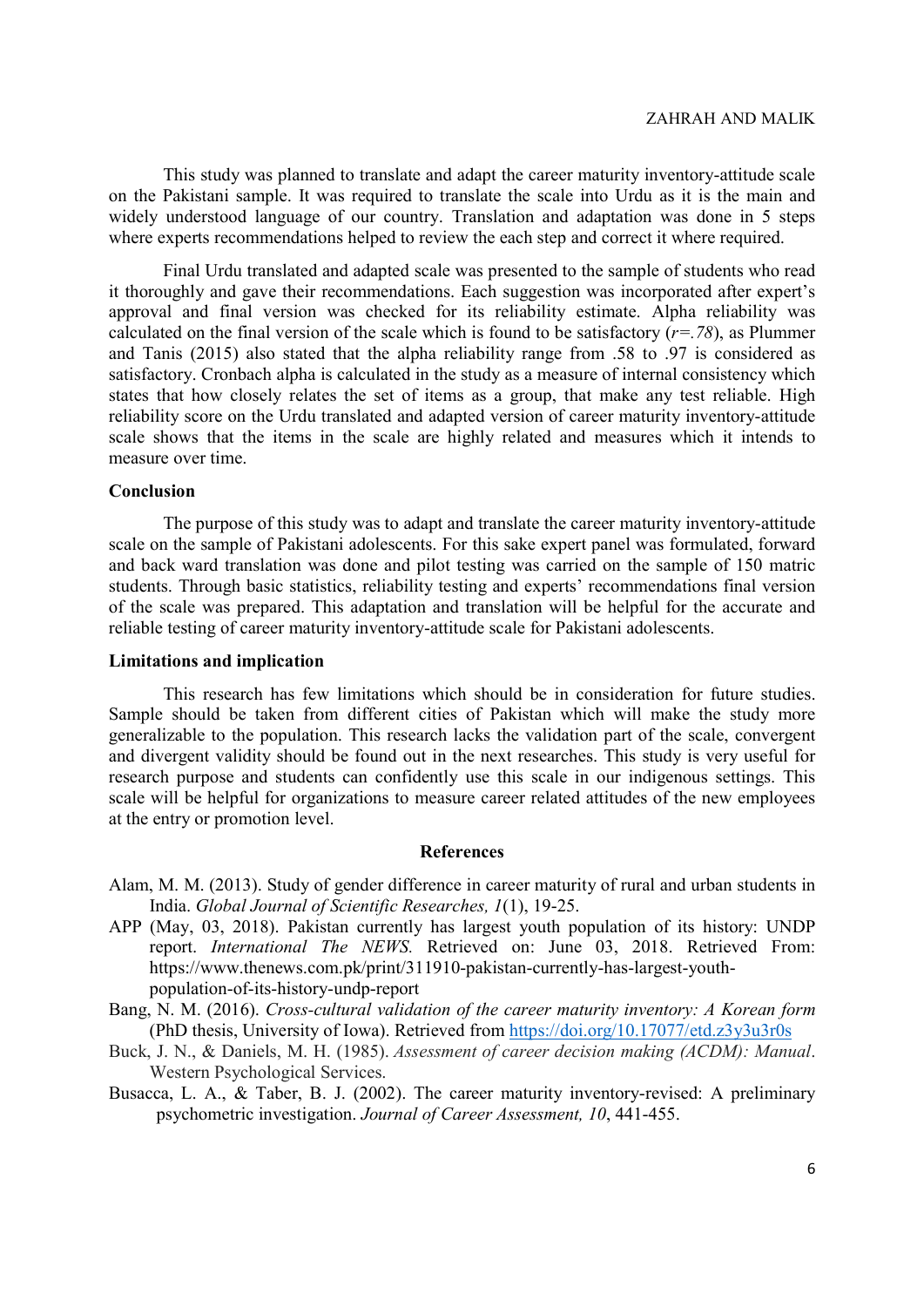This study was planned to translate and adapt the career maturity inventory-attitude scale on the Pakistani sample. It was required to translate the scale into Urdu as it is the main and widely understood language of our country. Translation and adaptation was done in 5 steps where experts recommendations helped to review the each step and correct it where required.

Final Urdu translated and adapted scale was presented to the sample of students who read it thoroughly and gave their recommendations. Each suggestion was incorporated after expert's approval and final version was checked for its reliability estimate. Alpha reliability was calculated on the final version of the scale which is found to be satisfactory (*r=.78*), as Plummer and Tanis (2015) also stated that the alpha reliability range from .58 to .97 is considered as satisfactory. Cronbach alpha is calculated in the study as a measure of internal consistency which states that how closely relates the set of items as a group, that make any test reliable. High reliability score on the Urdu translated and adapted version of career maturity inventory-attitude scale shows that the items in the scale are highly related and measures which it intends to measure over time.

## Conclusion

The purpose of this study was to adapt and translate the career maturity inventory-attitude scale on the sample of Pakistani adolescents. For this sake expert panel was formulated, forward and back ward translation was done and pilot testing was carried on the sample of 150 matric students. Through basic statistics, reliability testing and experts' recommendations final version of the scale was prepared. This adaptation and translation will be helpful for the accurate and reliable testing of career maturity inventory-attitude scale for Pakistani adolescents.

## Limitations and implication

This research has few limitations which should be in consideration for future studies. Sample should be taken from different cities of Pakistan which will make the study more generalizable to the population. This research lacks the validation part of the scale, convergent and divergent validity should be found out in the next researches. This study is very useful for research purpose and students can confidently use this scale in our indigenous settings. This scale will be helpful for organizations to measure career related attitudes of the new employees at the entry or promotion level.

## References

Alam, M. M. (2013). Study of gender difference in career maturity of rural and urban students in India. *Global Journal of Scientific Researches, 1*(1), 19-25.

APP (May, 03, 2018). Pakistan currently has largest youth population of its history: UNDP report. *International The NEWS.* Retrieved on: June 03, 2018. Retrieved From: https://www.thenews.com.pk/print/311910-pakistan-currently-has-largest-youth-population-of-its-history-undp-report

Bang, N. M. (2016). *Cross-cultural validation of the career maturity inventory: A Korean form* (PhD thesis, University of Iowa). Retrieved from https://doi.org/10.17077/etd.z3y3u3r0s

Buck, J. N., & Daniels, M. H. (1985). *Assessment of career decision making (ACDM): Manual*. Western Psychological Services.

Busacca, L. A., & Taber, B. J. (2002). The career maturity inventory-revised: A preliminary psychometric investigation. *Journal of Career Assessment, 10*, 441-455.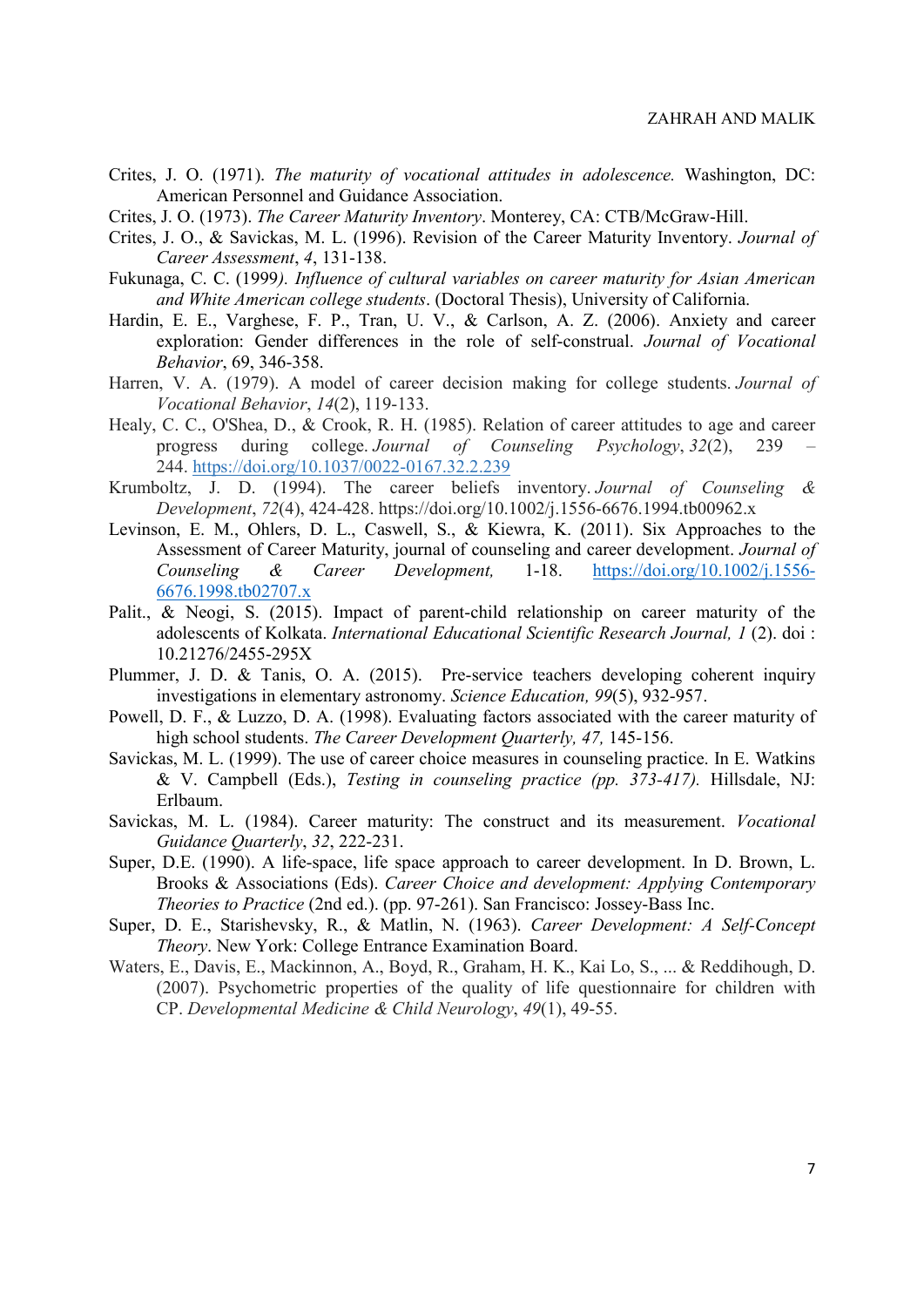Crites, J. O. (1971). *The maturity of vocational attitudes in adolescence.* Washington, DC: American Personnel and Guidance Association.

Crites, J. O. (1973). *The Career Maturity Inventory*. Monterey, CA: CTB/McGraw-Hill.

Crites, J. O., & Savickas, M. L. (1996). Revision of the Career Maturity Inventory. *Journal of Career Assessment*, *4*, 131-138.

Fukunaga, C. C. (1999*). Influence of cultural variables on career maturity for Asian American and White American college students*. (Doctoral Thesis), University of California.

Hardin, E. E., Varghese, F. P., Tran, U. V., & Carlson, A. Z. (2006). Anxiety and career exploration: Gender differences in the role of self-construal. *Journal of Vocational Behavior*, 69, 346-358.

Harren, V. A. (1979). A model of career decision making for college students. *Journal of Vocational Behavior*, *14*(2), 119-133.

Healy, C. C., O'Shea, D., & Crook, R. H. (1985). Relation of career attitudes to age and career progress during college. *Journal of Counseling Psychology*, *32*(2), 239 – 244. https://doi.org/10.1037/0022-0167.32.2.239

Krumboltz, J. D. (1994). The career beliefs inventory. *Journal of Counseling & Development*, *72*(4), 424-428. https://doi.org/10.1002/j.1556-6676.1994.tb00962.x

Levinson, E. M., Ohlers, D. L., Caswell, S., & Kiewra, K. (2011). Six Approaches to the Assessment of Career Maturity, journal of counseling and career development. *Journal of Counseling & Career Development,* 1-18. https://doi.org/10.1002/j.1556-6676.1998.tb02707.x

Palit., & Neogi, S. (2015). Impact of parent-child relationship on career maturity of the adolescents of Kolkata. *International Educational Scientific Research Journal, 1* (2). doi : 10.21276/2455-295X

Plummer, J. D. & Tanis, O. A. (2015). Pre-service teachers developing coherent inquiry investigations in elementary astronomy. *Science Education, 99*(5), 932-957.

Powell, D. F., & Luzzo, D. A. (1998). Evaluating factors associated with the career maturity of high school students. *The Career Development Quarterly, 47,* 145-156.

Savickas, M. L. (1999). The use of career choice measures in counseling practice. In E. Watkins & V. Campbell (Eds.), *Testing in counseling practice (pp. 373-417).* Hillsdale, NJ: Erlbaum.

Savickas, M. L. (1984). Career maturity: The construct and its measurement. *Vocational Guidance Quarterly*, *32*, 222-231.

Super, D.E. (1990). A life-space, life space approach to career development. In D. Brown, L. Brooks & Associations (Eds). *Career Choice and development: Applying Contemporary Theories to Practice* (2nd ed.). (pp. 97-261). San Francisco: Jossey-Bass Inc.

Super, D. E., Starishevsky, R., & Matlin, N. (1963). *Career Development: A Self-Concept Theory*. New York: College Entrance Examination Board.

Waters, E., Davis, E., Mackinnon, A., Boyd, R., Graham, H. K., Kai Lo, S., ... & Reddihough, D. (2007). Psychometric properties of the quality of life questionnaire for children with CP. *Developmental Medicine & Child Neurology*, *49*(1), 49-55.